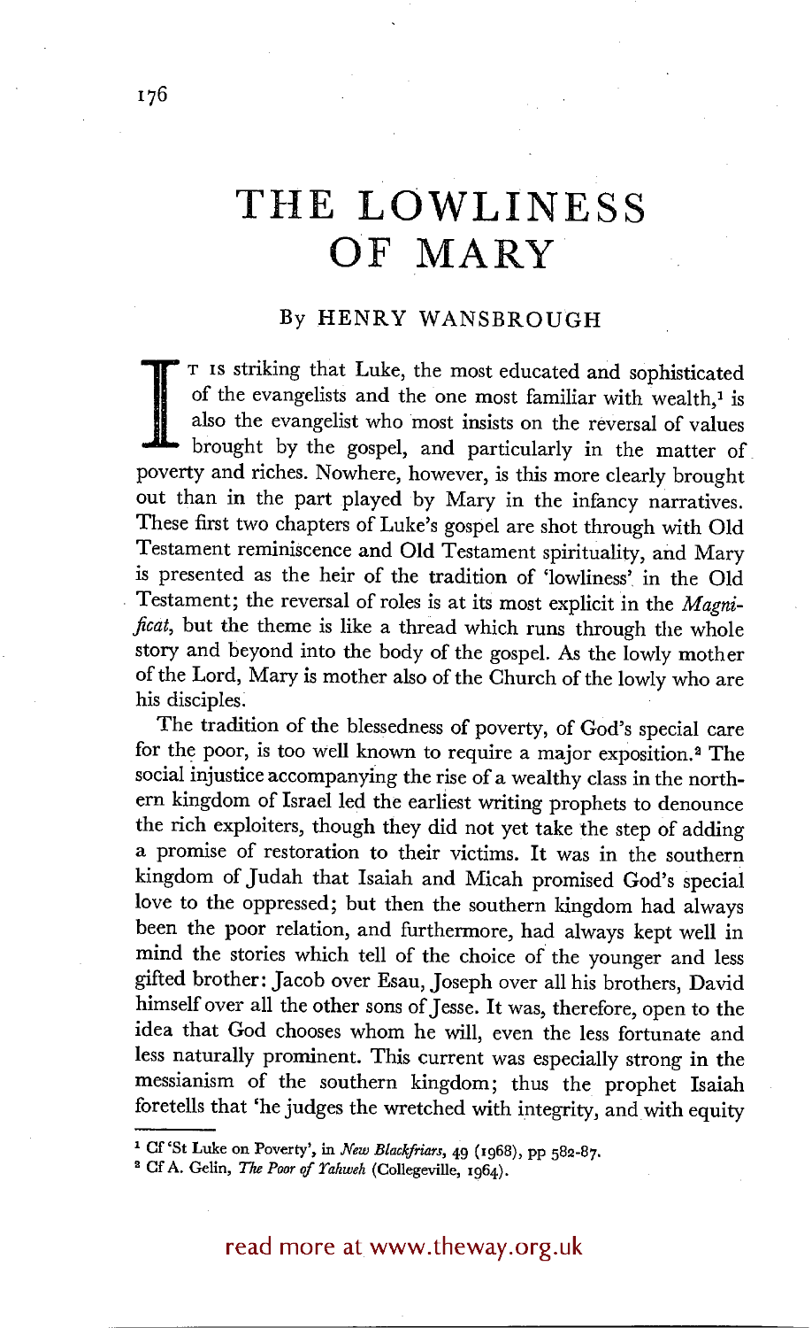# THE LOWLINESS OF MARY

By HENRY WANSBROUGH

It is striking that Luke, the most educated and sophisticated of the evangelists and the one most familiar with wealth,[1] is also the evangelist who most insists on the reversal of values brought by the gospel, and particularly in the matter of poverty and riches. Nowhere, however, is this more clearly brought out than in the part played by Mary in the infancy narratives. These first two chapters of Luke's gospel are shot through with Old Testament reminiscence and Old Testament spirituality, and Mary is presented as the heir of the tradition of 'lowliness' in the Old Testament; the reversal of roles is at its most explicit in the *Magnificat*, but the theme is like a thread which runs through the whole story and beyond into the body of the gospel. As the lowly mother of the Lord, Mary is mother also of the Church of the lowly who are his disciples.

The tradition of the blessedness of poverty, of God's special care for the poor, is too well known to require a major exposition.[2] The social injustice accompanying the rise of a wealthy class in the northern kingdom of Israel led the earliest writing prophets to denounce the rich exploiters, though they did not yet take the step of adding a promise of restoration to their victims. It was in the southern kingdom of Judah that Isaiah and Micah promised God's special love to the oppressed; but then the southern kingdom had always been the poor relation, and furthermore, had always kept well in mind the stories which tell of the choice of the younger and less gifted brother: Jacob over Esau, Joseph over all his brothers, David himself over all the other sons of Jesse. It was, therefore, open to the idea that God chooses whom he will, even the less fortunate and less naturally prominent. This current was especially strong in the messianism of the southern kingdom; thus the prophet Isaiah foretells that 'he judges the wretched with integrity, and with equity

---

[1] Cf 'St Luke on Poverty', in *New Blackfriars*, 49 (1968), pp 582-87.

[2] Cf A. Gelin, *The Poor of Yahweh* (Collegeville, 1964).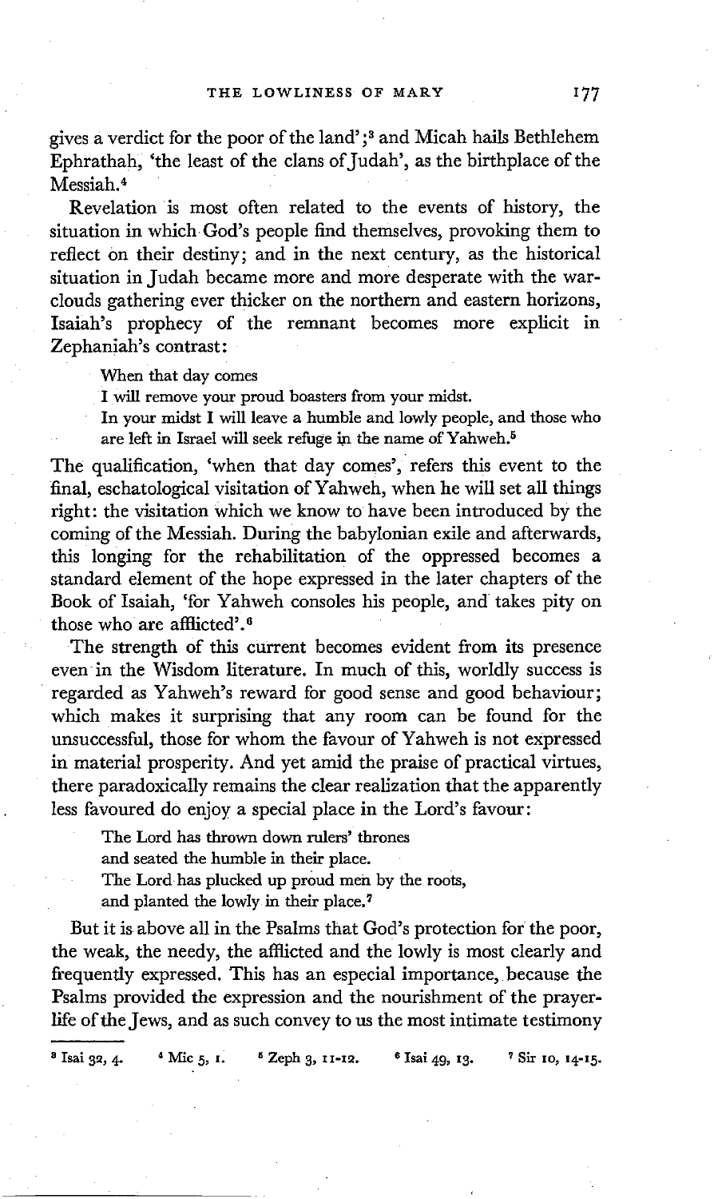gives a verdict for the poor of the land';[3] and Micah hails Bethlehem Ephrathah, 'the least of the clans of Judah', as the birthplace of the Messiah.[4]

Revelation is most often related to the events of history, the situation in which God's people find themselves, provoking them to reflect on their destiny; and in the next century, as the historical situation in Judah became more and more desperate with the war-clouds gathering ever thicker on the northern and eastern horizons, Isaiah's prophecy of the remnant becomes more explicit in Zephaniah's contrast:

> When that day comes
> I will remove your proud boasters from your midst.
> In your midst I will leave a humble and lowly people, and those who are left in Israel will seek refuge in the name of Yahweh.[5]

The qualification, 'when that day comes', refers this event to the final, eschatological visitation of Yahweh, when he will set all things right: the visitation which we know to have been introduced by the coming of the Messiah. During the babylonian exile and afterwards, this longing for the rehabilitation of the oppressed becomes a standard element of the hope expressed in the later chapters of the Book of Isaiah, 'for Yahweh consoles his people, and takes pity on those who are afflicted'.[6]

The strength of this current becomes evident from its presence even in the Wisdom literature. In much of this, worldly success is regarded as Yahweh's reward for good sense and good behaviour; which makes it surprising that any room can be found for the unsuccessful, those for whom the favour of Yahweh is not expressed in material prosperity. And yet amid the praise of practical virtues, there paradoxically remains the clear realization that the apparently less favoured do enjoy a special place in the Lord's favour:

> The Lord has thrown down rulers' thrones
> and seated the humble in their place.
> The Lord has plucked up proud men by the roots,
> and planted the lowly in their place.[7]

But it is above all in the Psalms that God's protection for the poor, the weak, the needy, the afflicted and the lowly is most clearly and frequently expressed. This has an especial importance, because the Psalms provided the expression and the nourishment of the prayer-life of the Jews, and as such convey to us the most intimate testimony

---

[3] Isai 32, 4. [4] Mic 5, 1. [5] Zeph 3, 11-12. [6] Isai 49, 13. [7] Sir 10, 14-15.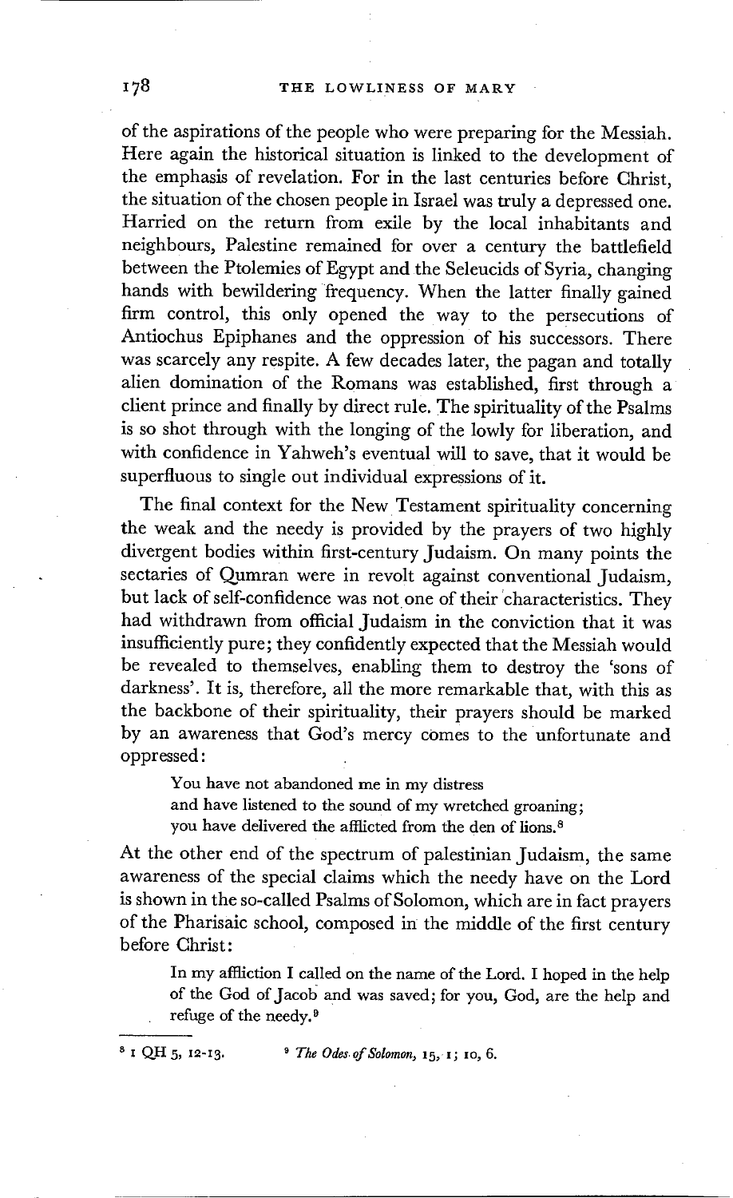of the aspirations of the people who were preparing for the Messiah. Here again the historical situation is linked to the development of the emphasis of revelation. For in the last centuries before Christ, the situation of the chosen people in Israel was truly a depressed one. Harried on the return from exile by the local inhabitants and neighbours, Palestine remained for over a century the battlefield between the Ptolemies of Egypt and the Seleucids of Syria, changing hands with bewildering frequency. When the latter finally gained firm control, this only opened the way to the persecutions of Antiochus Epiphanes and the oppression of his successors. There was scarcely any respite. A few decades later, the pagan and totally alien domination of the Romans was established, first through a client prince and finally by direct rule. The spirituality of the Psalms is so shot through with the longing of the lowly for liberation, and with confidence in Yahweh's eventual will to save, that it would be superfluous to single out individual expressions of it.

The final context for the New Testament spirituality concerning the weak and the needy is provided by the prayers of two highly divergent bodies within first-century Judaism. On many points the sectaries of Qumran were in revolt against conventional Judaism, but lack of self-confidence was not one of their characteristics. They had withdrawn from official Judaism in the conviction that it was insufficiently pure; they confidently expected that the Messiah would be revealed to themselves, enabling them to destroy the 'sons of darkness'. It is, therefore, all the more remarkable that, with this as the backbone of their spirituality, their prayers should be marked by an awareness that God's mercy comes to the unfortunate and oppressed:

> You have not abandoned me in my distress
> and have listened to the sound of my wretched groaning;
> you have delivered the afflicted from the den of lions.[8]

At the other end of the spectrum of palestinian Judaism, the same awareness of the special claims which the needy have on the Lord is shown in the so-called Psalms of Solomon, which are in fact prayers of the Pharisaic school, composed in the middle of the first century before Christ:

> In my affliction I called on the name of the Lord. I hoped in the help of the God of Jacob and was saved; for you, God, are the help and refuge of the needy.[9]

---

[8] 1 QH 5, 12-13.

[9] *The Odes of Solomon*, 15, 1; 10, 6.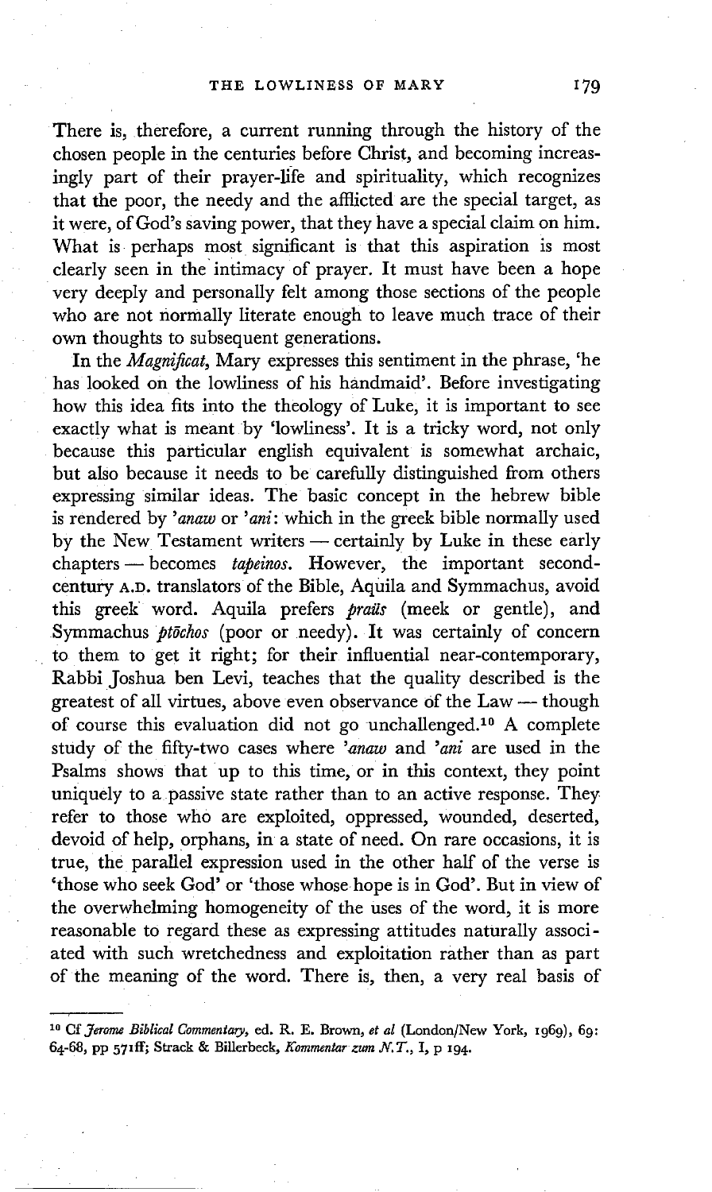There is, therefore, a current running through the history of the chosen people in the centuries before Christ, and becoming increasingly part of their prayer-life and spirituality, which recognizes that the poor, the needy and the afflicted are the special target, as it were, of God's saving power, that they have a special claim on him. What is perhaps most significant is that this aspiration is most clearly seen in the intimacy of prayer. It must have been a hope very deeply and personally felt among those sections of the people who are not normally literate enough to leave much trace of their own thoughts to subsequent generations.

In the *Magnificat*, Mary expresses this sentiment in the phrase, 'he has looked on the lowliness of his handmaid'. Before investigating how this idea fits into the theology of Luke, it is important to see exactly what is meant by 'lowliness'. It is a tricky word, not only because this particular english equivalent is somewhat archaic, but also because it needs to be carefully distinguished from others expressing similar ideas. The basic concept in the hebrew bible is rendered by *'anaw* or *'ani*: which in the greek bible normally used by the New Testament writers — certainly by Luke in these early chapters — becomes *tapeinos*. However, the important second-century A.D. translators of the Bible, Aquila and Symmachus, avoid this greek word. Aquila prefers *praūs* (meek or gentle), and Symmachus *ptōchos* (poor or needy). It was certainly of concern to them to get it right; for their influential near-contemporary, Rabbi Joshua ben Levi, teaches that the quality described is the greatest of all virtues, above even observance of the Law — though of course this evaluation did not go unchallenged.[10] A complete study of the fifty-two cases where *'anaw* and *'ani* are used in the Psalms shows that up to this time, or in this context, they point uniquely to a passive state rather than to an active response. They refer to those who are exploited, oppressed, wounded, deserted, devoid of help, orphans, in a state of need. On rare occasions, it is true, the parallel expression used in the other half of the verse is 'those who seek God' or 'those whose hope is in God'. But in view of the overwhelming homogeneity of the uses of the word, it is more reasonable to regard these as expressing attitudes naturally associated with such wretchedness and exploitation rather than as part of the meaning of the word. There is, then, a very real basis of

---

[10] Cf *Jerome Biblical Commentary*, ed. R. E. Brown, *et al* (London/New York, 1969), 69: 64-68, pp 571ff; Strack & Billerbeck, *Kommentar zum N.T.*, I, p 194.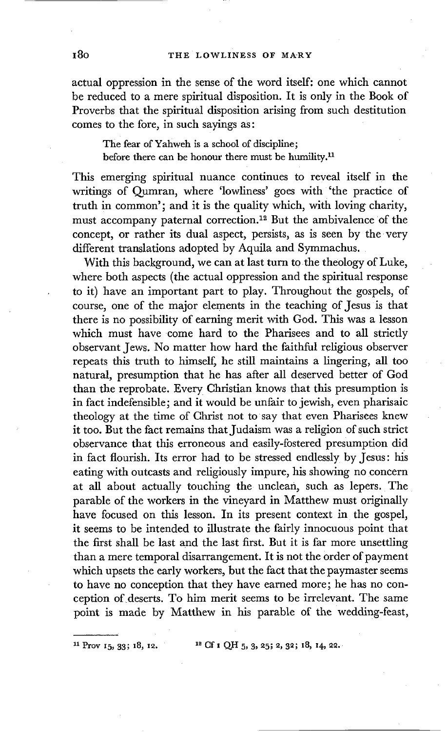actual oppression in the sense of the word itself: one which cannot be reduced to a mere spiritual disposition. It is only in the Book of Proverbs that the spiritual disposition arising from such destitution comes to the fore, in such sayings as:

> The fear of Yahweh is a school of discipline;
> before there can be honour there must be humility.[11]

This emerging spiritual nuance continues to reveal itself in the writings of Qumran, where 'lowliness' goes with 'the practice of truth in common'; and it is the quality which, with loving charity, must accompany paternal correction.[12] But the ambivalence of the concept, or rather its dual aspect, persists, as is seen by the very different translations adopted by Aquila and Symmachus.

With this background, we can at last turn to the theology of Luke, where both aspects (the actual oppression and the spiritual response to it) have an important part to play. Throughout the gospels, of course, one of the major elements in the teaching of Jesus is that there is no possibility of earning merit with God. This was a lesson which must have come hard to the Pharisees and to all strictly observant Jews. No matter how hard the faithful religious observer repeats this truth to himself, he still maintains a lingering, all too natural, presumption that he has after all deserved better of God than the reprobate. Every Christian knows that this presumption is in fact indefensible; and it would be unfair to jewish, even pharisaic theology at the time of Christ not to say that even Pharisees knew it too. But the fact remains that Judaism was a religion of such strict observance that this erroneous and easily-fostered presumption did in fact flourish. Its error had to be stressed endlessly by Jesus: his eating with outcasts and religiously impure, his showing no concern at all about actually touching the unclean, such as lepers. The parable of the workers in the vineyard in Matthew must originally have focused on this lesson. In its present context in the gospel, it seems to be intended to illustrate the fairly innocuous point that the first shall be last and the last first. But it is far more unsettling than a mere temporal disarrangement. It is not the order of payment which upsets the early workers, but the fact that the paymaster seems to have no conception that they have earned more; he has no conception of deserts. To him merit seems to be irrelevant. The same point is made by Matthew in his parable of the wedding-feast,

---

[11] Prov 15, 33; 18, 12.

[12] Cf 1 QH 5, 3, 25; 2, 32; 18, 14, 22.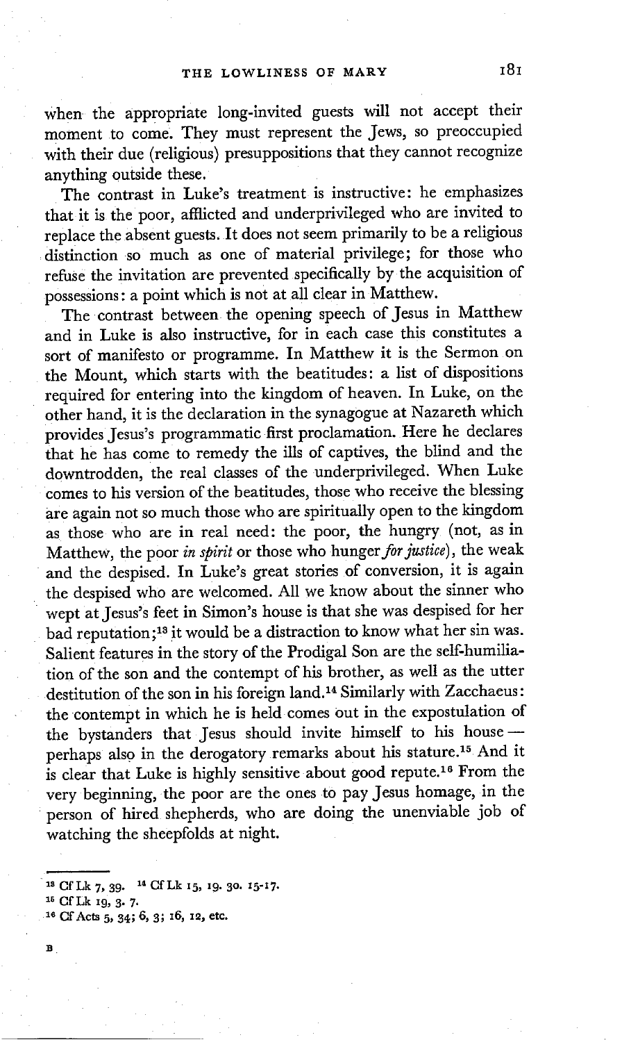when the appropriate long-invited guests will not accept their moment to come. They must represent the Jews, so preoccupied with their due (religious) presuppositions that they cannot recognize anything outside these.

The contrast in Luke's treatment is instructive: he emphasizes that it is the poor, afflicted and underprivileged who are invited to replace the absent guests. It does not seem primarily to be a religious distinction so much as one of material privilege; for those who refuse the invitation are prevented specifically by the acquisition of possessions: a point which is not at all clear in Matthew.

The contrast between the opening speech of Jesus in Matthew and in Luke is also instructive, for in each case this constitutes a sort of manifesto or programme. In Matthew it is the Sermon on the Mount, which starts with the beatitudes: a list of dispositions required for entering into the kingdom of heaven. In Luke, on the other hand, it is the declaration in the synagogue at Nazareth which provides Jesus's programmatic first proclamation. Here he declares that he has come to remedy the ills of captives, the blind and the downtrodden, the real classes of the underprivileged. When Luke comes to his version of the beatitudes, those who receive the blessing are again not so much those who are spiritually open to the kingdom as those who are in real need: the poor, the hungry (not, as in Matthew, the poor *in spirit* or those who hunger *for justice*), the weak and the despised. In Luke's great stories of conversion, it is again the despised who are welcomed. All we know about the sinner who wept at Jesus's feet in Simon's house is that she was despised for her bad reputation;[13] it would be a distraction to know what her sin was. Salient features in the story of the Prodigal Son are the self-humiliation of the son and the contempt of his brother, as well as the utter destitution of the son in his foreign land.[14] Similarly with Zacchaeus: the contempt in which he is held comes out in the expostulation of the bystanders that Jesus should invite himself to his house — perhaps also in the derogatory remarks about his stature.[15] And it is clear that Luke is highly sensitive about good repute.[16] From the very beginning, the poor are the ones to pay Jesus homage, in the person of hired shepherds, who are doing the unenviable job of watching the sheepfolds at night.

---

[13] Cf Lk 7, 39. [14] Cf Lk 15, 19. 30. 15-17.

[15] Cf Lk 19, 3. 7.

[16] Cf Acts 5, 34; 6, 3; 16, 12, etc.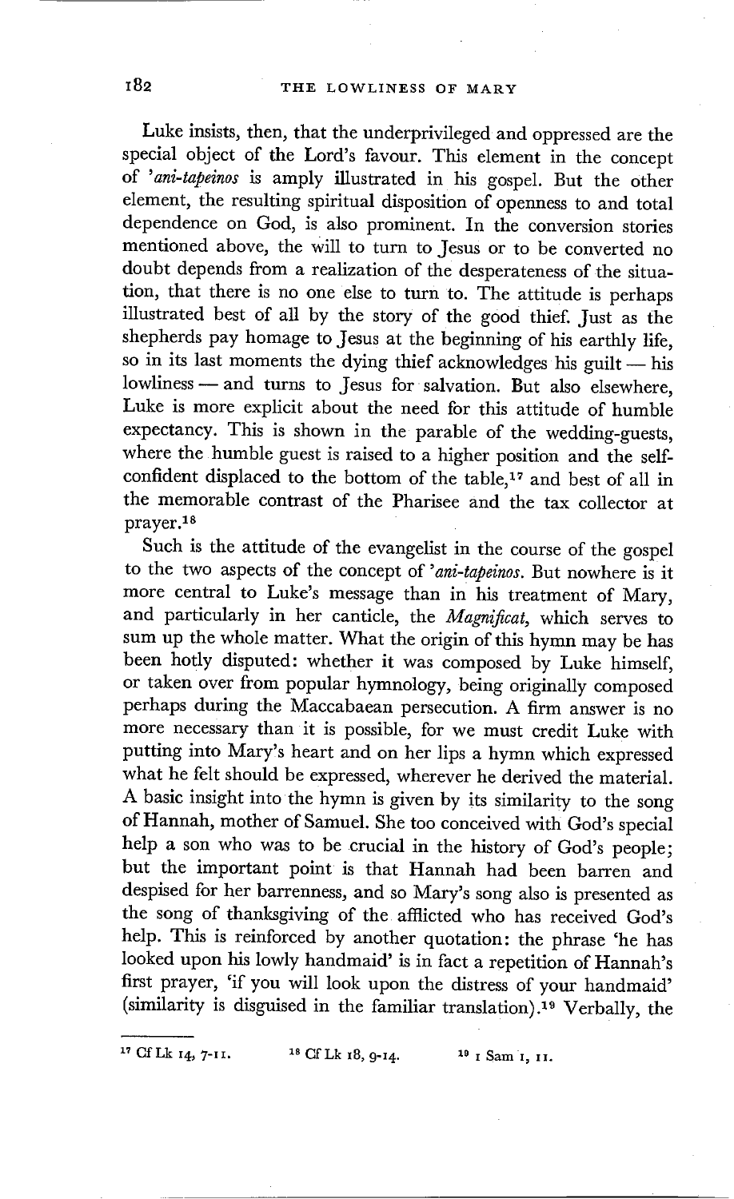Luke insists, then, that the underprivileged and oppressed are the special object of the Lord's favour. This element in the concept of *'ani-tapeinos* is amply illustrated in his gospel. But the other element, the resulting spiritual disposition of openness to and total dependence on God, is also prominent. In the conversion stories mentioned above, the will to turn to Jesus or to be converted no doubt depends from a realization of the desperateness of the situation, that there is no one else to turn to. The attitude is perhaps illustrated best of all by the story of the good thief. Just as the shepherds pay homage to Jesus at the beginning of his earthly life, so in its last moments the dying thief acknowledges his guilt — his lowliness — and turns to Jesus for salvation. But also elsewhere, Luke is more explicit about the need for this attitude of humble expectancy. This is shown in the parable of the wedding-guests, where the humble guest is raised to a higher position and the self-confident displaced to the bottom of the table,[17] and best of all in the memorable contrast of the Pharisee and the tax collector at prayer.[18]

Such is the attitude of the evangelist in the course of the gospel to the two aspects of the concept of *'ani-tapeinos*. But nowhere is it more central to Luke's message than in his treatment of Mary, and particularly in her canticle, the *Magnificat*, which serves to sum up the whole matter. What the origin of this hymn may be has been hotly disputed: whether it was composed by Luke himself, or taken over from popular hymnology, being originally composed perhaps during the Maccabaean persecution. A firm answer is no more necessary than it is possible, for we must credit Luke with putting into Mary's heart and on her lips a hymn which expressed what he felt should be expressed, wherever he derived the material. A basic insight into the hymn is given by its similarity to the song of Hannah, mother of Samuel. She too conceived with God's special help a son who was to be crucial in the history of God's people; but the important point is that Hannah had been barren and despised for her barrenness, and so Mary's song also is presented as the song of thanksgiving of the afflicted who has received God's help. This is reinforced by another quotation: the phrase 'he has looked upon his lowly handmaid' is in fact a repetition of Hannah's first prayer, 'if you will look upon the distress of your handmaid' (similarity is disguised in the familiar translation).[19] Verbally, the

---

[17] Cf Lk 14, 7-11. [18] Cf Lk 18, 9-14. [19] 1 Sam 1, 11.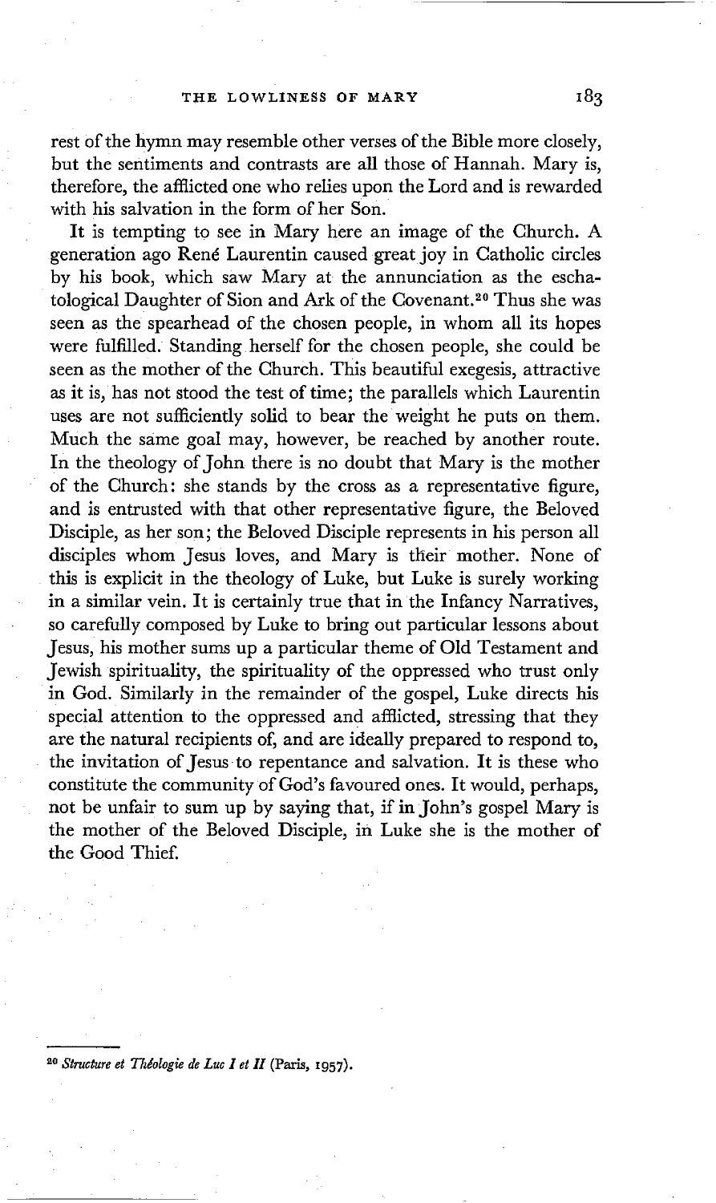rest of the hymn may resemble other verses of the Bible more closely, but the sentiments and contrasts are all those of Hannah. Mary is, therefore, the afflicted one who relies upon the Lord and is rewarded with his salvation in the form of her Son.

It is tempting to see in Mary here an image of the Church. A generation ago René Laurentin caused great joy in Catholic circles by his book, which saw Mary at the annunciation as the eschatological Daughter of Sion and Ark of the Covenant.[20] Thus she was seen as the spearhead of the chosen people, in whom all its hopes were fulfilled. Standing herself for the chosen people, she could be seen as the mother of the Church. This beautiful exegesis, attractive as it is, has not stood the test of time; the parallels which Laurentin uses are not sufficiently solid to bear the weight he puts on them. Much the same goal may, however, be reached by another route. In the theology of John there is no doubt that Mary is the mother of the Church: she stands by the cross as a representative figure, and is entrusted with that other representative figure, the Beloved Disciple, as her son; the Beloved Disciple represents in his person all disciples whom Jesus loves, and Mary is their mother. None of this is explicit in the theology of Luke, but Luke is surely working in a similar vein. It is certainly true that in the Infancy Narratives, so carefully composed by Luke to bring out particular lessons about Jesus, his mother sums up a particular theme of Old Testament and Jewish spirituality, the spirituality of the oppressed who trust only in God. Similarly in the remainder of the gospel, Luke directs his special attention to the oppressed and afflicted, stressing that they are the natural recipients of, and are ideally prepared to respond to, the invitation of Jesus to repentance and salvation. It is these who constitute the community of God's favoured ones. It would, perhaps, not be unfair to sum up by saying that, if in John's gospel Mary is the mother of the Beloved Disciple, in Luke she is the mother of the Good Thief.

[20] *Structure et Théologie de Luc I et II* (Paris, 1957).